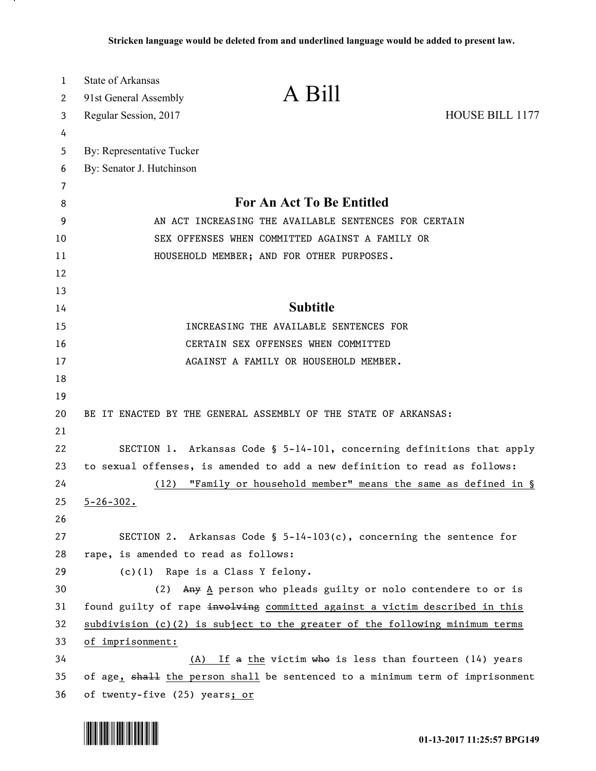**Stricken language would be deleted from and underlined language would be added to present law.**

State of Arkansas
91st General Assembly
Regular Session, 2017

# A Bill

HOUSE BILL 1177

By: Representative Tucker
By: Senator J. Hutchinson

## For An Act To Be Entitled

AN ACT INCREASING THE AVAILABLE SENTENCES FOR CERTAIN SEX OFFENSES WHEN COMMITTED AGAINST A FAMILY OR HOUSEHOLD MEMBER; AND FOR OTHER PURPOSES.

## Subtitle

INCREASING THE AVAILABLE SENTENCES FOR CERTAIN SEX OFFENSES WHEN COMMITTED AGAINST A FAMILY OR HOUSEHOLD MEMBER.

BE IT ENACTED BY THE GENERAL ASSEMBLY OF THE STATE OF ARKANSAS:

SECTION 1. Arkansas Code § 5-14-101, concerning definitions that apply to sexual offenses, is amended to add a new definition to read as follows:

<u>(12) "Family or household member" means the same as defined in § 5-26-302.</u>

SECTION 2. Arkansas Code § 5-14-103(c), concerning the sentence for rape, is amended to read as follows:

(c)(1) Rape is a Class Y felony.

(2) ~~Any~~ <u>A</u> person who pleads guilty or nolo contendere to or is found guilty of rape ~~involving~~ <u>committed against a victim described in this subdivision (c)(2) is subject to the greater of the following minimum terms of imprisonment:</u>

<u>(A)</u> <u>If</u> ~~a~~ <u>the</u> victim ~~who~~ is less than fourteen (14) years of age<u>,</u> ~~shall~~ <u>the person shall</u> be sentenced to a minimum term of imprisonment of twenty-five (25) years<u>; or</u>

01-13-2017 11:25:57 BPG149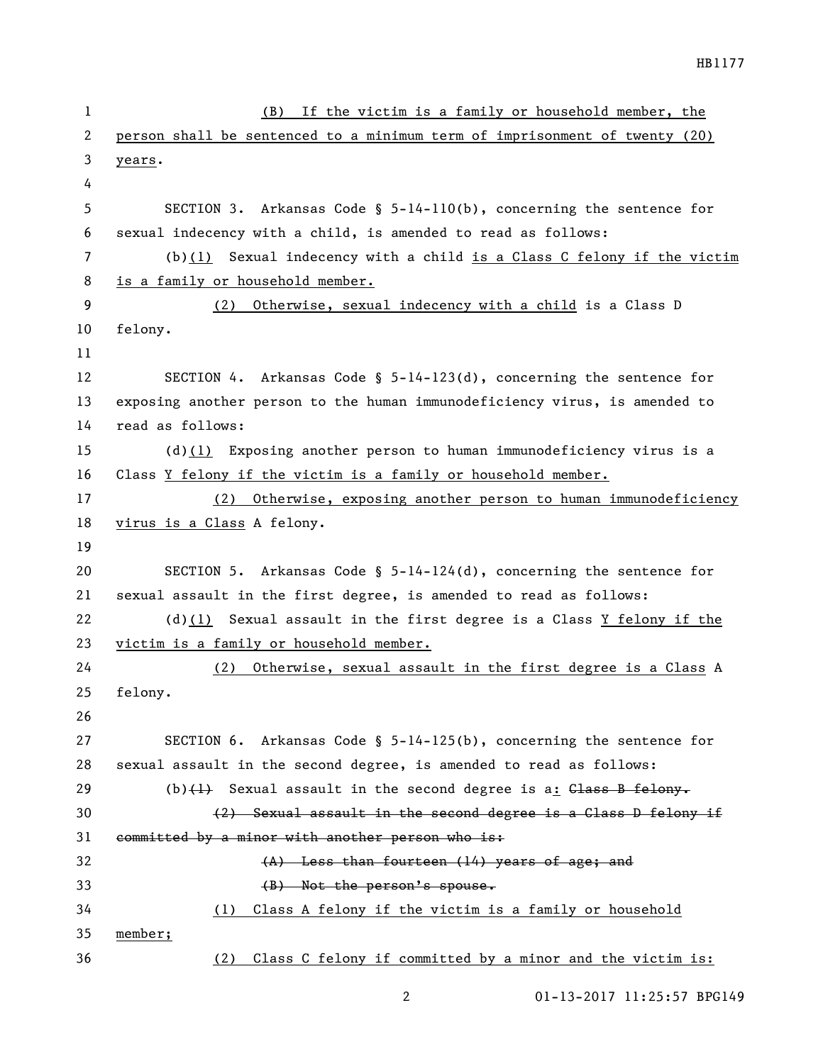(B) If the victim is a family or household member, the person shall be sentenced to a minimum term of imprisonment of twenty (20) years.

SECTION 3. Arkansas Code § 5-14-110(b), concerning the sentence for sexual indecency with a child, is amended to read as follows:

(b)(1) Sexual indecency with a child is a Class C felony if the victim is a family or household member.

(2) Otherwise, sexual indecency with a child is a Class D felony.

SECTION 4. Arkansas Code § 5-14-123(d), concerning the sentence for exposing another person to the human immunodeficiency virus, is amended to read as follows:

(d)(1) Exposing another person to human immunodeficiency virus is a Class Y felony if the victim is a family or household member.

(2) Otherwise, exposing another person to human immunodeficiency virus is a Class A felony.

SECTION 5. Arkansas Code § 5-14-124(d), concerning the sentence for sexual assault in the first degree, is amended to read as follows:

(d)(1) Sexual assault in the first degree is a Class Y felony if the victim is a family or household member.

(2) Otherwise, sexual assault in the first degree is a Class A felony.

SECTION 6. Arkansas Code § 5-14-125(b), concerning the sentence for sexual assault in the second degree, is amended to read as follows:

(b)~~(1)~~ Sexual assault in the second degree is a: ~~Class B felony.~~

~~(2) Sexual assault in the second degree is a Class D felony if committed by a minor with another person who is:~~

~~(A) Less than fourteen (14) years of age; and~~

~~(B) Not the person's spouse.~~

(1) Class A felony if the victim is a family or household member;

(2) Class C felony if committed by a minor and the victim is: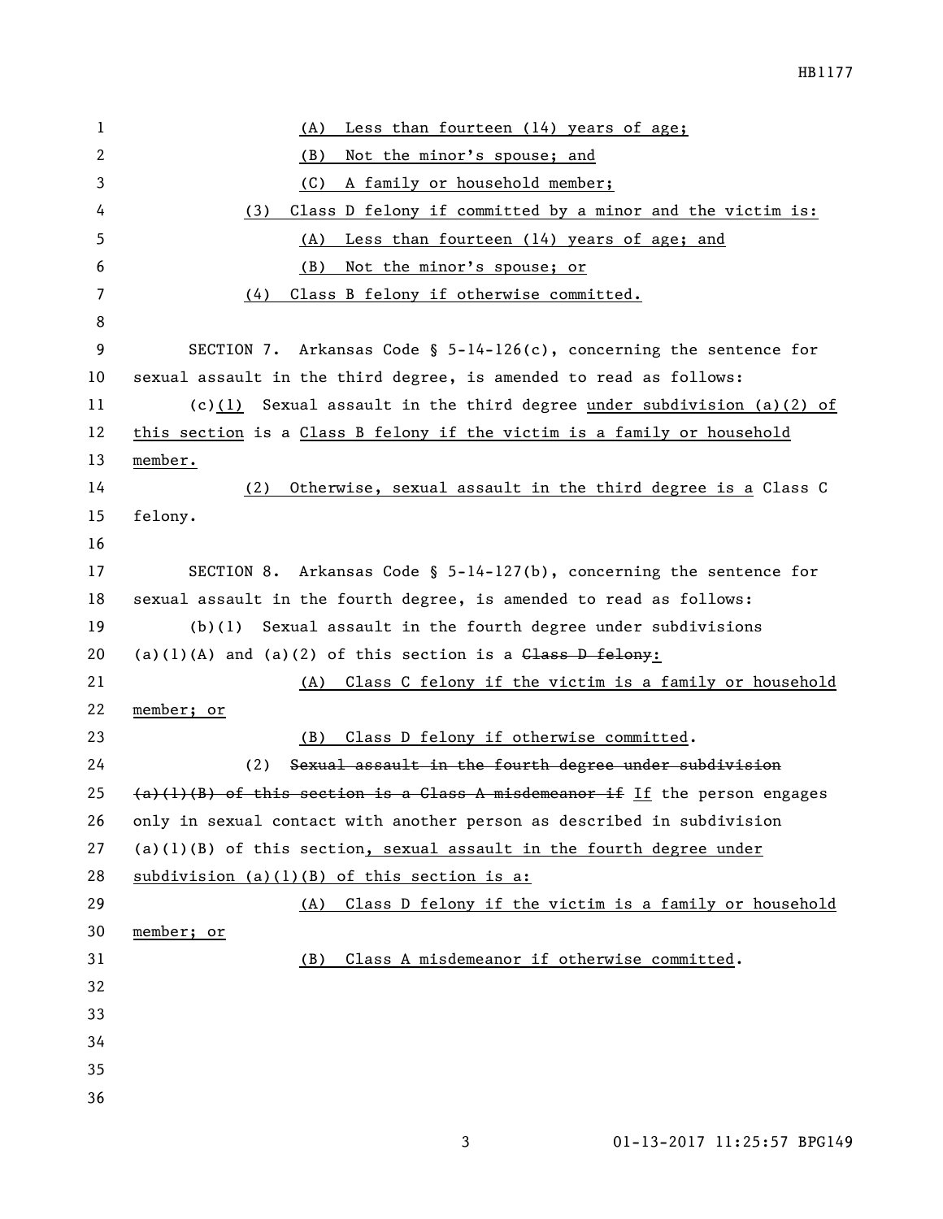(A) Less than fourteen (14) years of age;

(B) Not the minor's spouse; and

(C) A family or household member;

(3) Class D felony if committed by a minor and the victim is:

(A) Less than fourteen (14) years of age; and

(B) Not the minor's spouse; or

(4) Class B felony if otherwise committed.

SECTION 7. Arkansas Code § 5-14-126(c), concerning the sentence for sexual assault in the third degree, is amended to read as follows:

(c)(1) Sexual assault in the third degree under subdivision (a)(2) of this section is a Class B felony if the victim is a family or household member.

(2) Otherwise, sexual assault in the third degree is a Class C felony.

SECTION 8. Arkansas Code § 5-14-127(b), concerning the sentence for sexual assault in the fourth degree, is amended to read as follows:

(b)(1) Sexual assault in the fourth degree under subdivisions (a)(1)(A) and (a)(2) of this section is a ~~Class D felony~~:

(A) Class C felony if the victim is a family or household member; or

(B) Class D felony if otherwise committed.

(2) ~~Sexual assault in the fourth degree under subdivision (a)(1)(B) of this section is a Class A misdemeanor if~~ If the person engages only in sexual contact with another person as described in subdivision (a)(1)(B) of this section, sexual assault in the fourth degree under subdivision (a)(1)(B) of this section is a:

(A) Class D felony if the victim is a family or household member; or

(B) Class A misdemeanor if otherwise committed.